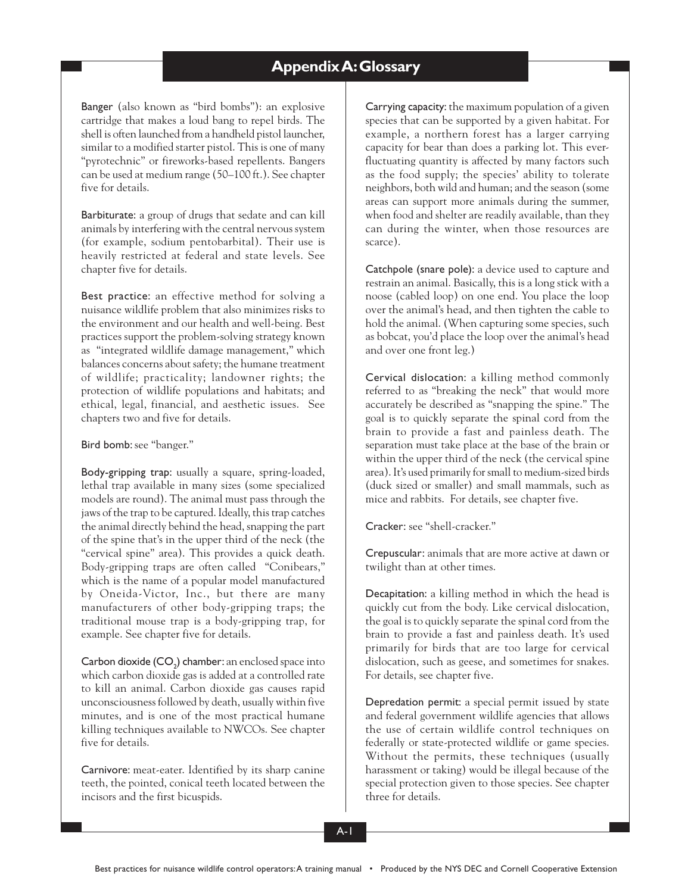# Appendix A: Glossary

**Banger** (also known as "bird bombs"): an explosive cartridge that makes a loud bang to repel birds. The shell is often launched from a handheld pistol launcher, similar to a modified starter pistol. This is one of many "pyrotechnic" or fireworks-based repellents. Bangers can be used at medium range (50–100 ft.). See chapter five for details.

**Barbiturate**: a group of drugs that sedate and can kill animals by interfering with the central nervous system (for example, sodium pentobarbital). Their use is heavily restricted at federal and state levels. See chapter five for details.

**Best practice**: an effective method for solving a nuisance wildlife problem that also minimizes risks to the environment and our health and well-being. Best practices support the problem-solving strategy known as "integrated wildlife damage management," which balances concerns about safety; the humane treatment of wildlife; practicality; landowner rights; the protection of wildlife populations and habitats; and ethical, legal, financial, and aesthetic issues. See chapters two and five for details.

**Bird bomb**: see "banger."

**Body-gripping trap**: usually a square, spring-loaded, lethal trap available in many sizes (some specialized models are round). The animal must pass through the jaws of the trap to be captured. Ideally, this trap catches the animal directly behind the head, snapping the part of the spine that's in the upper third of the neck (the "cervical spine" area). This provides a quick death. Body-gripping traps are often called "Conibears," which is the name of a popular model manufactured by Oneida-Victor, Inc., but there are many manufacturers of other body-gripping traps; the traditional mouse trap is a body-gripping trap, for example. See chapter five for details.

**Carbon dioxide ($CO_2$) chamber**: an enclosed space into which carbon dioxide gas is added at a controlled rate to kill an animal. Carbon dioxide gas causes rapid unconsciousness followed by death, usually within five minutes, and is one of the most practical humane killing techniques available to NWCOs. See chapter five for details.

**Carnivore**: meat-eater. Identified by its sharp canine teeth, the pointed, conical teeth located between the incisors and the first bicuspids.

**Carrying capacity**: the maximum population of a given species that can be supported by a given habitat. For example, a northern forest has a larger carrying capacity for bear than does a parking lot. This ever-fluctuating quantity is affected by many factors such as the food supply; the species' ability to tolerate neighbors, both wild and human; and the season (some areas can support more animals during the summer, when food and shelter are readily available, than they can during the winter, when those resources are scarce).

**Catchpole (snare pole)**: a device used to capture and restrain an animal. Basically, this is a long stick with a noose (cabled loop) on one end. You place the loop over the animal's head, and then tighten the cable to hold the animal. (When capturing some species, such as bobcat, you'd place the loop over the animal's head and over one front leg.)

**Cervical dislocation**: a killing method commonly referred to as "breaking the neck" that would more accurately be described as "snapping the spine." The goal is to quickly separate the spinal cord from the brain to provide a fast and painless death. The separation must take place at the base of the brain or within the upper third of the neck (the cervical spine area). It's used primarily for small to medium-sized birds (duck sized or smaller) and small mammals, such as mice and rabbits. For details, see chapter five.

**Cracker**: see "shell-cracker."

**Crepuscular**: animals that are more active at dawn or twilight than at other times.

**Decapitation**: a killing method in which the head is quickly cut from the body. Like cervical dislocation, the goal is to quickly separate the spinal cord from the brain to provide a fast and painless death. It's used primarily for birds that are too large for cervical dislocation, such as geese, and sometimes for snakes. For details, see chapter five.

**Depredation permit**: a special permit issued by state and federal government wildlife agencies that allows the use of certain wildlife control techniques on federally or state-protected wildlife or game species. Without the permits, these techniques (usually harassment or taking) would be illegal because of the special protection given to those species. See chapter three for details.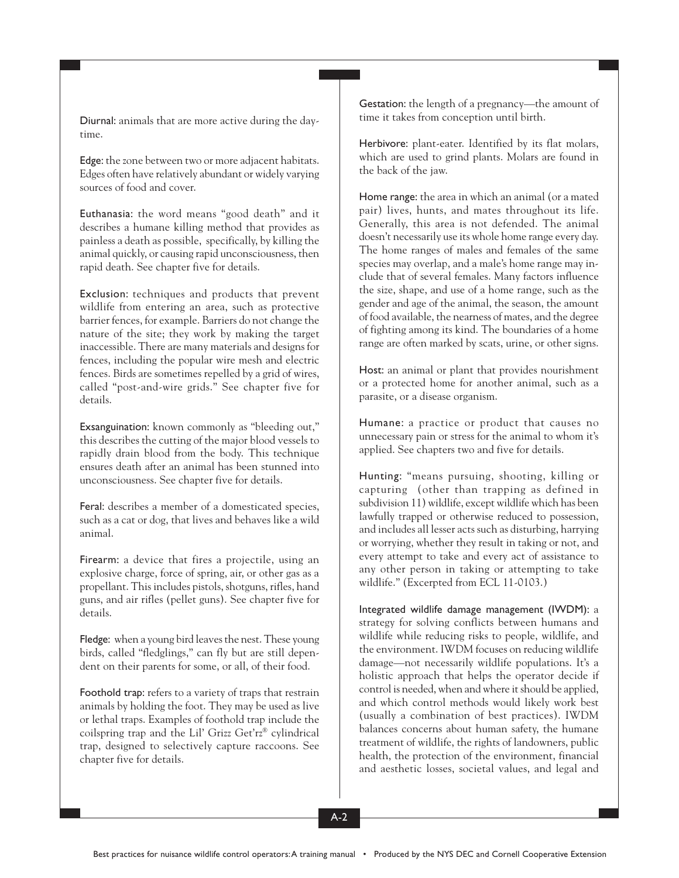**Diurnal:** animals that are more active during the daytime.

**Edge:** the zone between two or more adjacent habitats. Edges often have relatively abundant or widely varying sources of food and cover.

**Euthanasia:** the word means "good death" and it describes a humane killing method that provides as painless a death as possible, specifically, by killing the animal quickly, or causing rapid unconsciousness, then rapid death. See chapter five for details.

**Exclusion:** techniques and products that prevent wildlife from entering an area, such as protective barrier fences, for example. Barriers do not change the nature of the site; they work by making the target inaccessible. There are many materials and designs for fences, including the popular wire mesh and electric fences. Birds are sometimes repelled by a grid of wires, called "post-and-wire grids." See chapter five for details.

**Exsanguination:** known commonly as "bleeding out," this describes the cutting of the major blood vessels to rapidly drain blood from the body. This technique ensures death after an animal has been stunned into unconsciousness. See chapter five for details.

**Feral:** describes a member of a domesticated species, such as a cat or dog, that lives and behaves like a wild animal.

**Firearm:** a device that fires a projectile, using an explosive charge, force of spring, air, or other gas as a propellant. This includes pistols, shotguns, rifles, hand guns, and air rifles (pellet guns). See chapter five for details.

**Fledge:** when a young bird leaves the nest. These young birds, called "fledglings," can fly but are still dependent on their parents for some, or all, of their food.

**Foothold trap:** refers to a variety of traps that restrain animals by holding the foot. They may be used as live or lethal traps. Examples of foothold trap include the coilspring trap and the Lil' Grizz Get'rz® cylindrical trap, designed to selectively capture raccoons. See chapter five for details.

**Gestation:** the length of a pregnancy—the amount of time it takes from conception until birth.

**Herbivore:** plant-eater. Identified by its flat molars, which are used to grind plants. Molars are found in the back of the jaw.

**Home range:** the area in which an animal (or a mated pair) lives, hunts, and mates throughout its life. Generally, this area is not defended. The animal doesn't necessarily use its whole home range every day. The home ranges of males and females of the same species may overlap, and a male's home range may include that of several females. Many factors influence the size, shape, and use of a home range, such as the gender and age of the animal, the season, the amount of food available, the nearness of mates, and the degree of fighting among its kind. The boundaries of a home range are often marked by scats, urine, or other signs.

**Host:** an animal or plant that provides nourishment or a protected home for another animal, such as a parasite, or a disease organism.

**Humane:** a practice or product that causes no unnecessary pain or stress for the animal to whom it's applied. See chapters two and five for details.

**Hunting:** "means pursuing, shooting, killing or capturing (other than trapping as defined in subdivision 11) wildlife, except wildlife which has been lawfully trapped or otherwise reduced to possession, and includes all lesser acts such as disturbing, harrying or worrying, whether they result in taking or not, and every attempt to take and every act of assistance to any other person in taking or attempting to take wildlife." (Excerpted from ECL 11-0103.)

**Integrated wildlife damage management (IWDM):** a strategy for solving conflicts between humans and wildlife while reducing risks to people, wildlife, and the environment. IWDM focuses on reducing wildlife damage—not necessarily wildlife populations. It's a holistic approach that helps the operator decide if control is needed, when and where it should be applied, and which control methods would likely work best (usually a combination of best practices). IWDM balances concerns about human safety, the humane treatment of wildlife, the rights of landowners, public health, the protection of the environment, financial and aesthetic losses, societal values, and legal and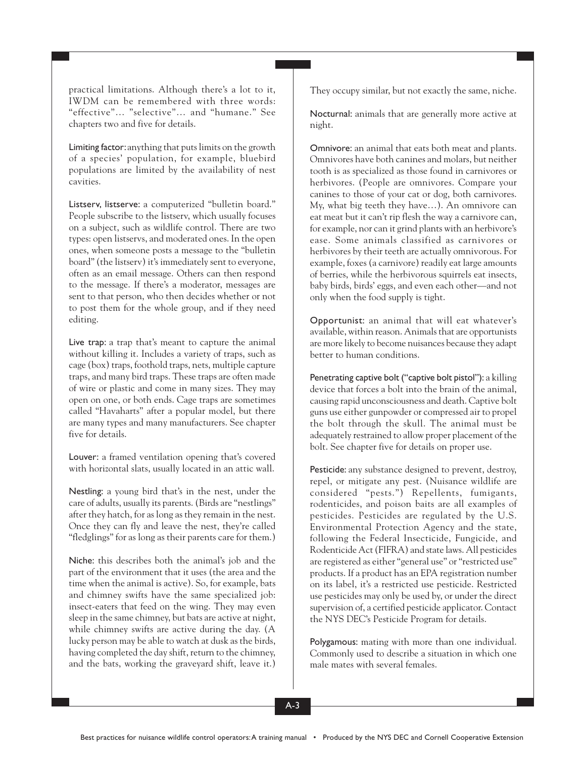practical limitations. Although there's a lot to it, IWDM can be remembered with three words: "effective"... "selective"... and "humane." See chapters two and five for details.

**Limiting factor:** anything that puts limits on the growth of a species' population, for example, bluebird populations are limited by the availability of nest cavities.

**Listserv, listserve:** a computerized "bulletin board." People subscribe to the listserv, which usually focuses on a subject, such as wildlife control. There are two types: open listservs, and moderated ones. In the open ones, when someone posts a message to the "bulletin board" (the listserv) it's immediately sent to everyone, often as an email message. Others can then respond to the message. If there's a moderator, messages are sent to that person, who then decides whether or not to post them for the whole group, and if they need editing.

**Live trap:** a trap that's meant to capture the animal without killing it. Includes a variety of traps, such as cage (box) traps, foothold traps, nets, multiple capture traps, and many bird traps. These traps are often made of wire or plastic and come in many sizes. They may open on one, or both ends. Cage traps are sometimes called "Havaharts" after a popular model, but there are many types and many manufacturers. See chapter five for details.

**Louver:** a framed ventilation opening that's covered with horizontal slats, usually located in an attic wall.

**Nestling:** a young bird that's in the nest, under the care of adults, usually its parents. (Birds are "nestlings" after they hatch, for as long as they remain in the nest. Once they can fly and leave the nest, they're called "fledglings" for as long as their parents care for them.)

**Niche:** this describes both the animal's job and the part of the environment that it uses (the area and the time when the animal is active). So, for example, bats and chimney swifts have the same specialized job: insect-eaters that feed on the wing. They may even sleep in the same chimney, but bats are active at night, while chimney swifts are active during the day. (A lucky person may be able to watch at dusk as the birds, having completed the day shift, return to the chimney, and the bats, working the graveyard shift, leave it.) They occupy similar, but not exactly the same, niche.

**Nocturnal:** animals that are generally more active at night.

**Omnivore:** an animal that eats both meat and plants. Omnivores have both canines and molars, but neither tooth is as specialized as those found in carnivores or herbivores. (People are omnivores. Compare your canines to those of your cat or dog, both carnivores. My, what big teeth they have...). An omnivore can eat meat but it can't rip flesh the way a carnivore can, for example, nor can it grind plants with an herbivore's ease. Some animals classified as carnivores or herbivores by their teeth are actually omnivorous. For example, foxes (a carnivore) readily eat large amounts of berries, while the herbivorous squirrels eat insects, baby birds, birds' eggs, and even each other—and not only when the food supply is tight.

**Opportunist:** an animal that will eat whatever's available, within reason. Animals that are opportunists are more likely to become nuisances because they adapt better to human conditions.

**Penetrating captive bolt ("captive bolt pistol"):** a killing device that forces a bolt into the brain of the animal, causing rapid unconsciousness and death. Captive bolt guns use either gunpowder or compressed air to propel the bolt through the skull. The animal must be adequately restrained to allow proper placement of the bolt. See chapter five for details on proper use.

**Pesticide:** any substance designed to prevent, destroy, repel, or mitigate any pest. (Nuisance wildlife are considered "pests.") Repellents, fumigants, rodenticides, and poison baits are all examples of pesticides. Pesticides are regulated by the U.S. Environmental Protection Agency and the state, following the Federal Insecticide, Fungicide, and Rodenticide Act (FIFRA) and state laws. All pesticides are registered as either "general use" or "restricted use" products. If a product has an EPA registration number on its label, it's a restricted use pesticide. Restricted use pesticides may only be used by, or under the direct supervision of, a certified pesticide applicator. Contact the NYS DEC's Pesticide Program for details.

**Polygamous:** mating with more than one individual. Commonly used to describe a situation in which one male mates with several females.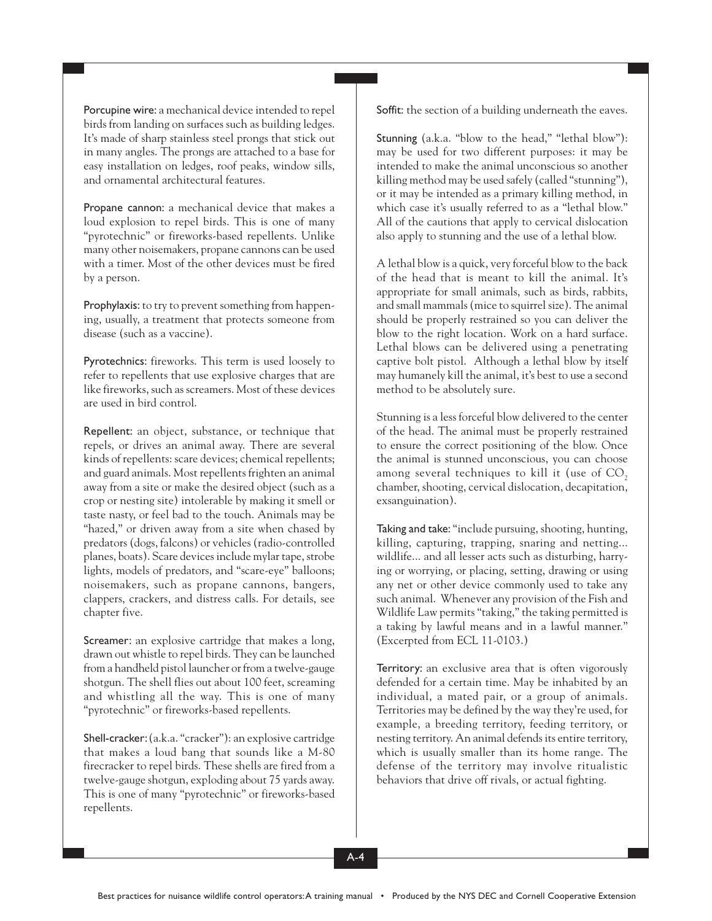**Porcupine wire:** a mechanical device intended to repel birds from landing on surfaces such as building ledges. It's made of sharp stainless steel prongs that stick out in many angles. The prongs are attached to a base for easy installation on ledges, roof peaks, window sills, and ornamental architectural features.

**Propane cannon:** a mechanical device that makes a loud explosion to repel birds. This is one of many "pyrotechnic" or fireworks-based repellents. Unlike many other noisemakers, propane cannons can be used with a timer. Most of the other devices must be fired by a person.

**Prophylaxis:** to try to prevent something from happening, usually, a treatment that protects someone from disease (such as a vaccine).

**Pyrotechnics:** fireworks. This term is used loosely to refer to repellents that use explosive charges that are like fireworks, such as screamers. Most of these devices are used in bird control.

**Repellent:** an object, substance, or technique that repels, or drives an animal away. There are several kinds of repellents: scare devices; chemical repellents; and guard animals. Most repellents frighten an animal away from a site or make the desired object (such as a crop or nesting site) intolerable by making it smell or taste nasty, or feel bad to the touch. Animals may be "hazed," or driven away from a site when chased by predators (dogs, falcons) or vehicles (radio-controlled planes, boats). Scare devices include mylar tape, strobe lights, models of predators, and "scare-eye" balloons; noisemakers, such as propane cannons, bangers, clappers, crackers, and distress calls. For details, see chapter five.

**Screamer:** an explosive cartridge that makes a long, drawn out whistle to repel birds. They can be launched from a handheld pistol launcher or from a twelve-gauge shotgun. The shell flies out about 100 feet, screaming and whistling all the way. This is one of many "pyrotechnic" or fireworks-based repellents.

**Shell-cracker:** (a.k.a. "cracker"): an explosive cartridge that makes a loud bang that sounds like a M-80 firecracker to repel birds. These shells are fired from a twelve-gauge shotgun, exploding about 75 yards away. This is one of many "pyrotechnic" or fireworks-based repellents.

**Soffit:** the section of a building underneath the eaves.

**Stunning** (a.k.a. "blow to the head," "lethal blow"): may be used for two different purposes: it may be intended to make the animal unconscious so another killing method may be used safely (called "stunning"), or it may be intended as a primary killing method, in which case it's usually referred to as a "lethal blow." All of the cautions that apply to cervical dislocation also apply to stunning and the use of a lethal blow.

A lethal blow is a quick, very forceful blow to the back of the head that is meant to kill the animal. It's appropriate for small animals, such as birds, rabbits, and small mammals (mice to squirrel size). The animal should be properly restrained so you can deliver the blow to the right location. Work on a hard surface. Lethal blows can be delivered using a penetrating captive bolt pistol. Although a lethal blow by itself may humanely kill the animal, it's best to use a second method to be absolutely sure.

Stunning is a less forceful blow delivered to the center of the head. The animal must be properly restrained to ensure the correct positioning of the blow. Once the animal is stunned unconscious, you can choose among several techniques to kill it (use of $CO_2$ chamber, shooting, cervical dislocation, decapitation, exsanguination).

**Taking and take:** "include pursuing, shooting, hunting, killing, capturing, trapping, snaring and netting... wildlife... and all lesser acts such as disturbing, harrying or worrying, or placing, setting, drawing or using any net or other device commonly used to take any such animal. Whenever any provision of the Fish and Wildlife Law permits "taking," the taking permitted is a taking by lawful means and in a lawful manner." (Excerpted from ECL 11-0103.)

**Territory:** an exclusive area that is often vigorously defended for a certain time. May be inhabited by an individual, a mated pair, or a group of animals. Territories may be defined by the way they're used, for example, a breeding territory, feeding territory, or nesting territory. An animal defends its entire territory, which is usually smaller than its home range. The defense of the territory may involve ritualistic behaviors that drive off rivals, or actual fighting.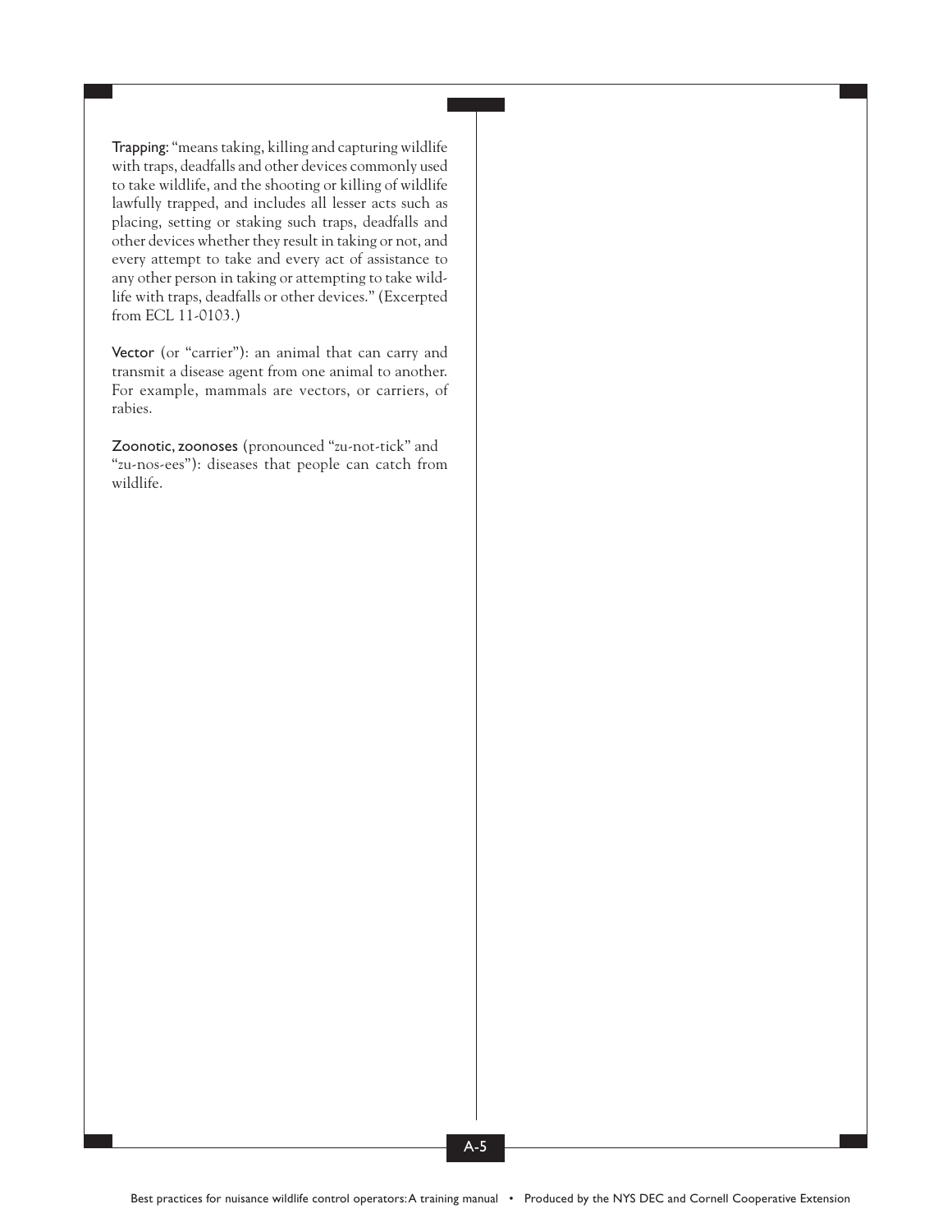**Trapping**: "means taking, killing and capturing wildlife with traps, deadfalls and other devices commonly used to take wildlife, and the shooting or killing of wildlife lawfully trapped, and includes all lesser acts such as placing, setting or staking such traps, deadfalls and other devices whether they result in taking or not, and every attempt to take and every act of assistance to any other person in taking or attempting to take wildlife with traps, deadfalls or other devices." (Excerpted from ECL 11-0103.)

**Vector** (or "carrier"): an animal that can carry and transmit a disease agent from one animal to another. For example, mammals are vectors, or carriers, of rabies.

**Zoonotic, zoonoses** (pronounced "zu-not-tick" and "zu-nos-ees"): diseases that people can catch from wildlife.